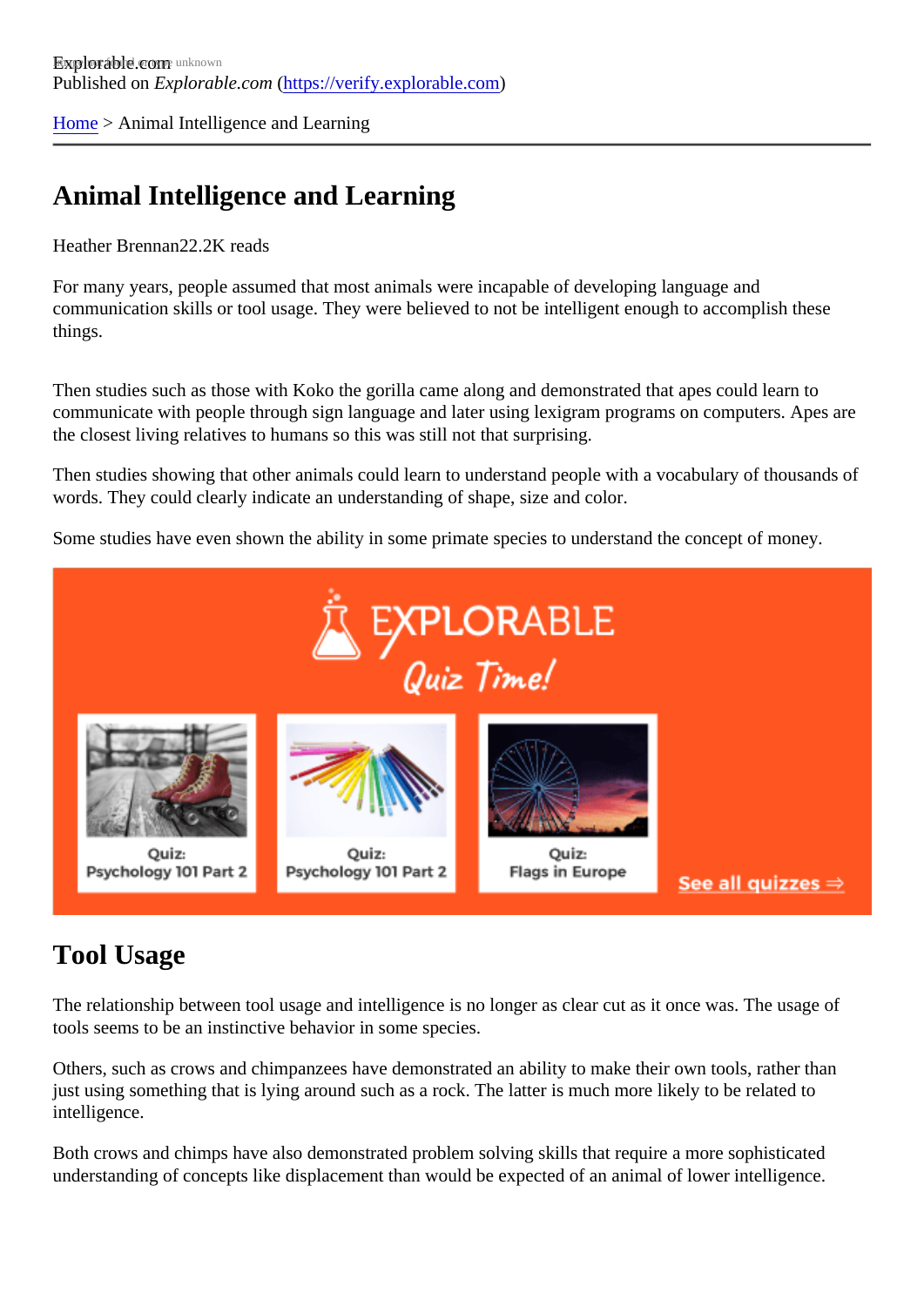Explorable.com
Published on *Explorable.com* (https://verify.explorable.com)

Home > Animal Intelligence and Learning

# Animal Intelligence and Learning

Heather Brennan22.2K reads

For many years, people assumed that most animals were incapable of developing language and communication skills or tool usage. They were believed to not be intelligent enough to accomplish these things.

Then studies such as those with Koko the gorilla came along and demonstrated that apes could learn to communicate with people through sign language and later using lexigram programs on computers. Apes are the closest living relatives to humans so this was still not that surprising.

Then studies showing that other animals could learn to understand people with a vocabulary of thousands of words. They could clearly indicate an understanding of shape, size and color.

Some studies have even shown the ability in some primate species to understand the concept of money.

## Tool Usage

The relationship between tool usage and intelligence is no longer as clear cut as it once was. The usage of tools seems to be an instinctive behavior in some species.

Others, such as crows and chimpanzees have demonstrated an ability to make their own tools, rather than just using something that is lying around such as a rock. The latter is much more likely to be related to intelligence.

Both crows and chimps have also demonstrated problem solving skills that require a more sophisticated understanding of concepts like displacement than would be expected of an animal of lower intelligence.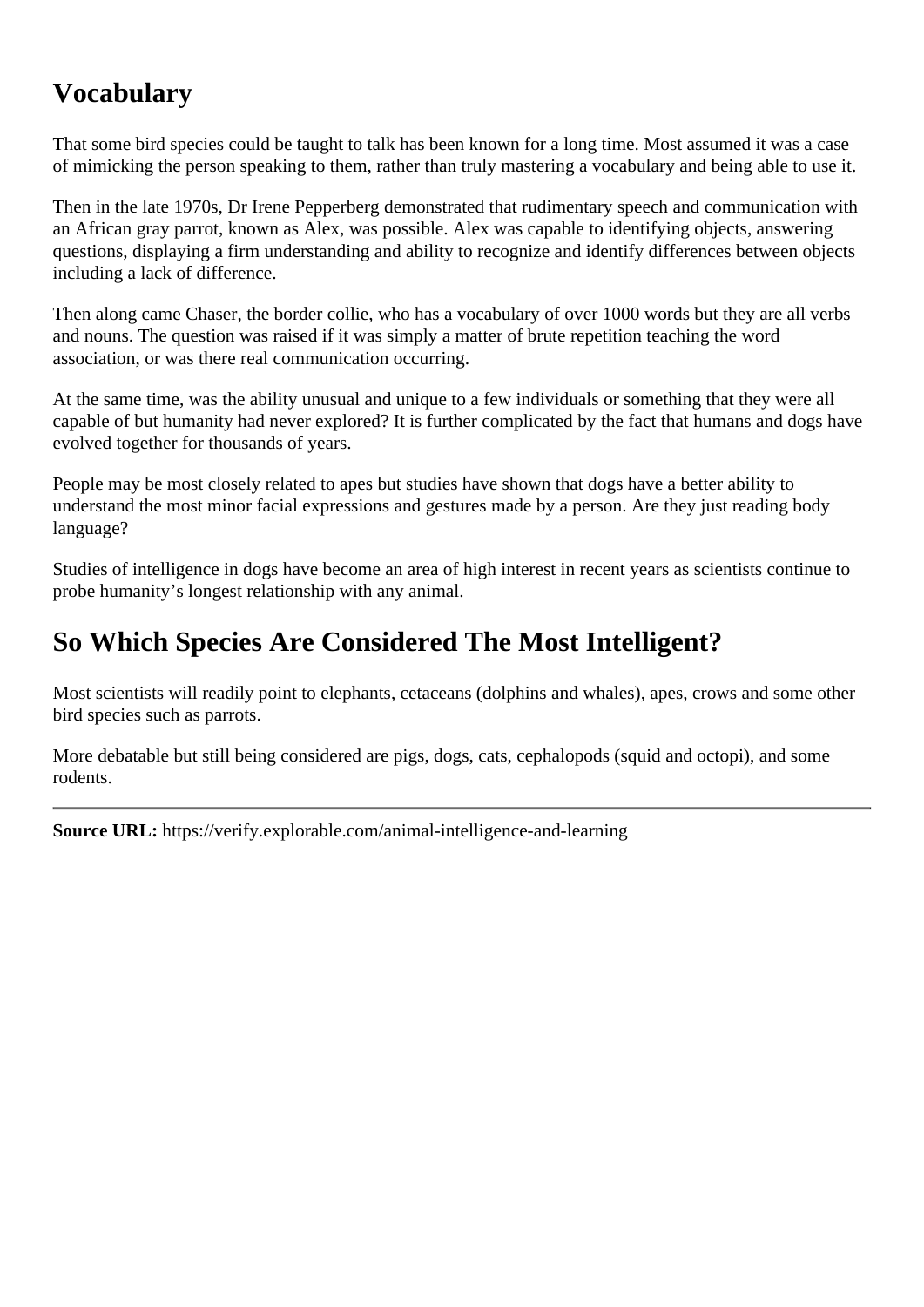## Vocabulary

That some bird species could be taught to talk has been known for a long time. Most assumed it was a case of mimicking the person speaking to them, rather than truly mastering a vocabulary and being able to use it.

Then in the late 1970s, Dr Irene Pepperberg demonstrated that rudimentary speech and communication with an African gray parrot, known as Alex, was possible. Alex was capable to identifying objects, answering questions, displaying a firm understanding and ability to recognize and identify differences between objects including a lack of difference.

Then along came Chaser, the border collie, who has a vocabulary of over 1000 words but they are all verbs and nouns. The question was raised if it was simply a matter of brute repetition teaching the word association, or was there real communication occurring.

At the same time, was the ability unusual and unique to a few individuals or something that they were all capable of but humanity had never explored? It is further complicated by the fact that humans and dogs have evolved together for thousands of years.

People may be most closely related to apes but studies have shown that dogs have a better ability to understand the most minor facial expressions and gestures made by a person. Are they just reading body language?

Studies of intelligence in dogs have become an area of high interest in recent years as scientists continue to probe humanity's longest relationship with any animal.

## So Which Species Are Considered The Most Intelligent?

Most scientists will readily point to elephants, cetaceans (dolphins and whales), apes, crows and some other bird species such as parrots.

More debatable but still being considered are pigs, dogs, cats, cephalopods (squid and octopi), and some rodents.

---

**Source URL:** https://verify.explorable.com/animal-intelligence-and-learning